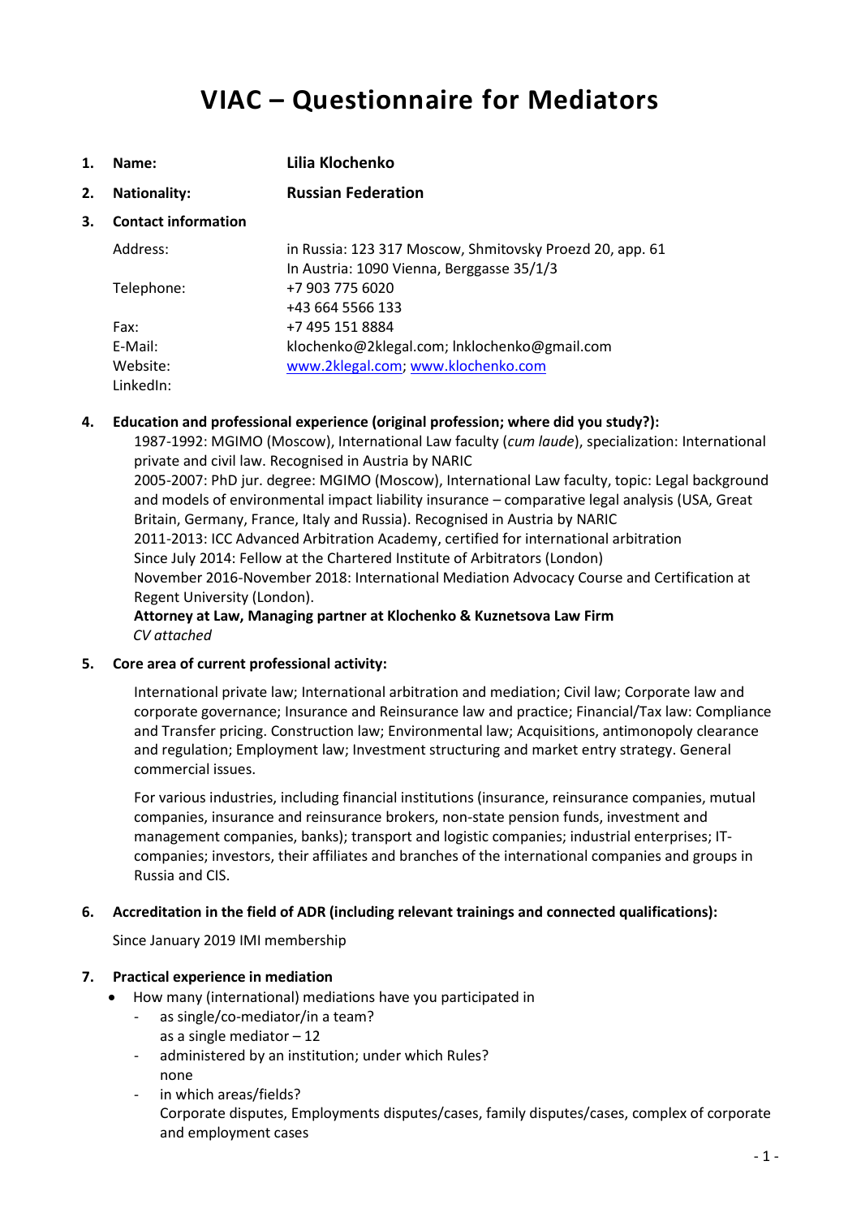# VIAC – Questionnaire for Mediators

1. **Name:** **Lilia Klochenko**

2. **Nationality:** **Russian Federation**

3. **Contact information**

| | |
|---|---|
| Address: | in Russia: 123 317 Moscow, Shmitovsky Proezd 20, app. 61<br>In Austria: 1090 Vienna, Berggasse 35/1/3 |
| Telephone: | +7 903 775 6020<br>+43 664 5566 133 |
| Fax: | +7 495 151 8884 |
| E-Mail: | klochenko@2klegal.com; lnklochenko@gmail.com |
| Website: | www.2klegal.com; www.klochenko.com |
| LinkedIn: | |

4. **Education and professional experience (original profession; where did you study?):**

   1987-1992: MGIMO (Moscow), International Law faculty (*cum laude*), specialization: International private and civil law. Recognised in Austria by NARIC
   2005-2007: PhD jur. degree: MGIMO (Moscow), International Law faculty, topic: Legal background and models of environmental impact liability insurance – comparative legal analysis (USA, Great Britain, Germany, France, Italy and Russia). Recognised in Austria by NARIC
   2011-2013: ICC Advanced Arbitration Academy, certified for international arbitration
   Since July 2014: Fellow at the Chartered Institute of Arbitrators (London)
   November 2016-November 2018: International Mediation Advocacy Course and Certification at Regent University (London).
   **Attorney at Law, Managing partner at Klochenko & Kuznetsova Law Firm**
   *CV attached*

5. **Core area of current professional activity:**

   International private law; International arbitration and mediation; Civil law; Corporate law and corporate governance; Insurance and Reinsurance law and practice; Financial/Tax law: Compliance and Transfer pricing. Construction law; Environmental law; Acquisitions, antimonopoly clearance and regulation; Employment law; Investment structuring and market entry strategy. General commercial issues.

   For various industries, including financial institutions (insurance, reinsurance companies, mutual companies, insurance and reinsurance brokers, non-state pension funds, investment and management companies, banks); transport and logistic companies; industrial enterprises; IT-companies; investors, their affiliates and branches of the international companies and groups in Russia and CIS.

6. **Accreditation in the field of ADR (including relevant trainings and connected qualifications):**

   Since January 2019 IMI membership

7. **Practical experience in mediation**

   - How many (international) mediations have you participated in
     - as single/co-mediator/in a team?
       as a single mediator – 12
     - administered by an institution; under which Rules?
       none
     - in which areas/fields?
       Corporate disputes, Employments disputes/cases, family disputes/cases, complex of corporate and employment cases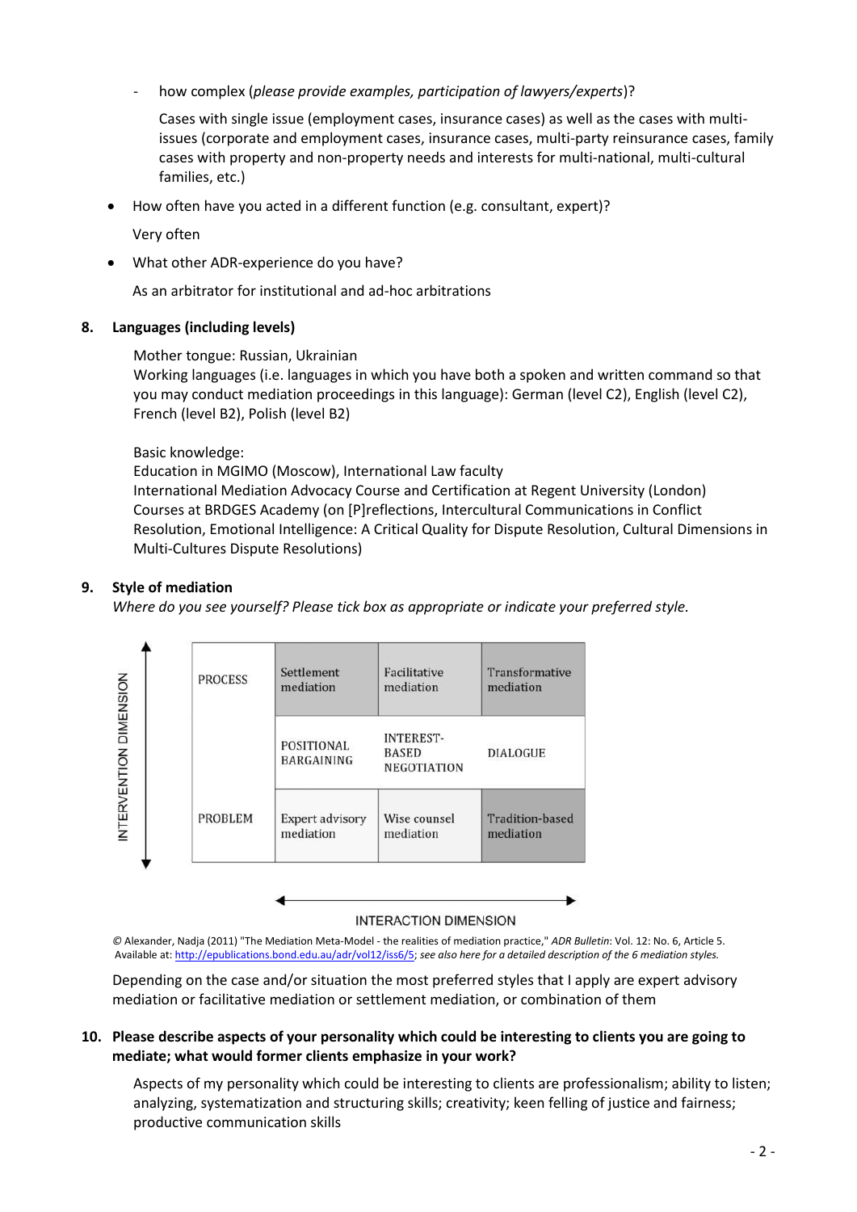- how complex (*please provide examples, participation of lawyers/experts*)?

  Cases with single issue (employment cases, insurance cases) as well as the cases with multi-issues (corporate and employment cases, insurance cases, multi-party reinsurance cases, family cases with property and non-property needs and interests for multi-national, multi-cultural families, etc.)

- How often have you acted in a different function (e.g. consultant, expert)?

  Very often

- What other ADR-experience do you have?

  As an arbitrator for institutional and ad-hoc arbitrations

**8. Languages (including levels)**

Mother tongue: Russian, Ukrainian
Working languages (i.e. languages in which you have both a spoken and written command so that you may conduct mediation proceedings in this language): German (level C2), English (level C2), French (level B2), Polish (level B2)

Basic knowledge:
Education in MGIMO (Moscow), International Law faculty
International Mediation Advocacy Course and Certification at Regent University (London)
Courses at BRDGES Academy (on [P]reflections, Intercultural Communications in Conflict Resolution, Emotional Intelligence: A Critical Quality for Dispute Resolution, Cultural Dimensions in Multi-Cultures Dispute Resolutions)

**9. Style of mediation**

*Where do you see yourself? Please tick box as appropriate or indicate your preferred style.*

INTERVENTION DIMENSION

| | | | |
|---|---|---|---|
| PROCESS | Settlement mediation | Facilitative mediation | Transformative mediation |
| | POSITIONAL BARGAINING | INTEREST-BASED NEGOTIATION | DIALOGUE |
| PROBLEM | Expert advisory mediation | Wise counsel mediation | Tradition-based mediation |

INTERACTION DIMENSION

© Alexander, Nadja (2011) "The Mediation Meta-Model - the realities of mediation practice," *ADR Bulletin*: Vol. 12: No. 6, Article 5. Available at: http://epublications.bond.edu.au/adr/vol12/iss6/5; *see also here for a detailed description of the 6 mediation styles.*

Depending on the case and/or situation the most preferred styles that I apply are expert advisory mediation or facilitative mediation or settlement mediation, or combination of them

**10. Please describe aspects of your personality which could be interesting to clients you are going to mediate; what would former clients emphasize in your work?**

Aspects of my personality which could be interesting to clients are professionalism; ability to listen; analyzing, systematization and structuring skills; creativity; keen felling of justice and fairness; productive communication skills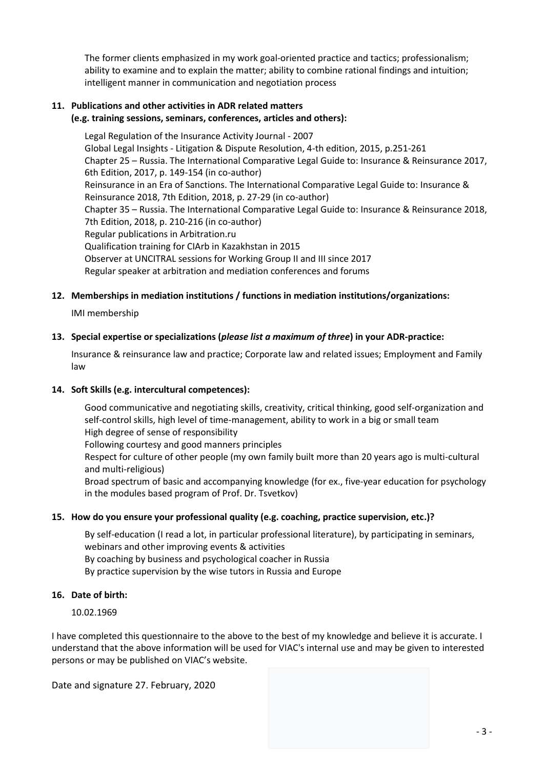The former clients emphasized in my work goal-oriented practice and tactics; professionalism; ability to examine and to explain the matter; ability to combine rational findings and intuition; intelligent manner in communication and negotiation process

**11. Publications and other activities in ADR related matters (e.g. training sessions, seminars, conferences, articles and others):**

Legal Regulation of the Insurance Activity Journal - 2007
Global Legal Insights - Litigation & Dispute Resolution, 4-th edition, 2015, p.251-261
Chapter 25 – Russia. The International Comparative Legal Guide to: Insurance & Reinsurance 2017, 6th Edition, 2017, p. 149-154 (in co-author)
Reinsurance in an Era of Sanctions. The International Comparative Legal Guide to: Insurance & Reinsurance 2018, 7th Edition, 2018, p. 27-29 (in co-author)
Chapter 35 – Russia. The International Comparative Legal Guide to: Insurance & Reinsurance 2018, 7th Edition, 2018, p. 210-216 (in co-author)
Regular publications in Arbitration.ru
Qualification training for CIArb in Kazakhstan in 2015
Observer at UNCITRAL sessions for Working Group II and III since 2017
Regular speaker at arbitration and mediation conferences and forums

**12. Memberships in mediation institutions / functions in mediation institutions/organizations:**

IMI membership

**13. Special expertise or specializations (*please list a maximum of three*) in your ADR-practice:**

Insurance & reinsurance law and practice; Corporate law and related issues; Employment and Family law

**14. Soft Skills (e.g. intercultural competences):**

Good communicative and negotiating skills, creativity, critical thinking, good self-organization and self-control skills, high level of time-management, ability to work in a big or small team
High degree of sense of responsibility
Following courtesy and good manners principles
Respect for culture of other people (my own family built more than 20 years ago is multi-cultural and multi-religious)
Broad spectrum of basic and accompanying knowledge (for ex., five-year education for psychology in the modules based program of Prof. Dr. Tsvetkov)

**15. How do you ensure your professional quality (e.g. coaching, practice supervision, etc.)?**

By self-education (I read a lot, in particular professional literature), by participating in seminars, webinars and other improving events & activities
By coaching by business and psychological coacher in Russia
By practice supervision by the wise tutors in Russia and Europe

**16. Date of birth:**

10.02.1969

I have completed this questionnaire to the above to the best of my knowledge and believe it is accurate. I understand that the above information will be used for VIAC's internal use and may be given to interested persons or may be published on VIAC's website.

Date and signature 27. February, 2020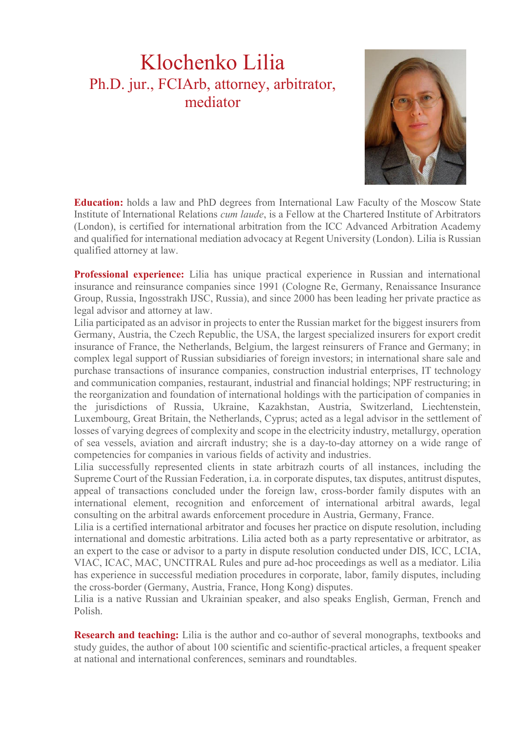# Klochenko Lilia

## Ph.D. jur., FCIArb, attorney, arbitrator, mediator

**Education:** holds a law and PhD degrees from International Law Faculty of the Moscow State Institute of International Relations *cum laude*, is a Fellow at the Chartered Institute of Arbitrators (London), is certified for international arbitration from the ICC Advanced Arbitration Academy and qualified for international mediation advocacy at Regent University (London). Lilia is Russian qualified attorney at law.

**Professional experience:** Lilia has unique practical experience in Russian and international insurance and reinsurance companies since 1991 (Cologne Re, Germany, Renaissance Insurance Group, Russia, Ingosstrakh IJSC, Russia), and since 2000 has been leading her private practice as legal advisor and attorney at law.

Lilia participated as an advisor in projects to enter the Russian market for the biggest insurers from Germany, Austria, the Czech Republic, the USA, the largest specialized insurers for export credit insurance of France, the Netherlands, Belgium, the largest reinsurers of France and Germany; in complex legal support of Russian subsidiaries of foreign investors; in international share sale and purchase transactions of insurance companies, construction industrial enterprises, IT technology and communication companies, restaurant, industrial and financial holdings; NPF restructuring; in the reorganization and foundation of international holdings with the participation of companies in the jurisdictions of Russia, Ukraine, Kazakhstan, Austria, Switzerland, Liechtenstein, Luxembourg, Great Britain, the Netherlands, Cyprus; acted as a legal advisor in the settlement of losses of varying degrees of complexity and scope in the electricity industry, metallurgy, operation of sea vessels, aviation and aircraft industry; she is a day-to-day attorney on a wide range of competencies for companies in various fields of activity and industries.

Lilia successfully represented clients in state arbitrazh courts of all instances, including the Supreme Court of the Russian Federation, i.a. in corporate disputes, tax disputes, antitrust disputes, appeal of transactions concluded under the foreign law, cross-border family disputes with an international element, recognition and enforcement of international arbitral awards, legal consulting on the arbitral awards enforcement procedure in Austria, Germany, France.

Lilia is a certified international arbitrator and focuses her practice on dispute resolution, including international and domestic arbitrations. Lilia acted both as a party representative or arbitrator, as an expert to the case or advisor to a party in dispute resolution conducted under DIS, ICC, LCIA, VIAC, ICAC, MAC, UNCITRAL Rules and pure ad-hoc proceedings as well as a mediator. Lilia has experience in successful mediation procedures in corporate, labor, family disputes, including the cross-border (Germany, Austria, France, Hong Kong) disputes.

Lilia is a native Russian and Ukrainian speaker, and also speaks English, German, French and Polish.

**Research and teaching:** Lilia is the author and co-author of several monographs, textbooks and study guides, the author of about 100 scientific and scientific-practical articles, a frequent speaker at national and international conferences, seminars and roundtables.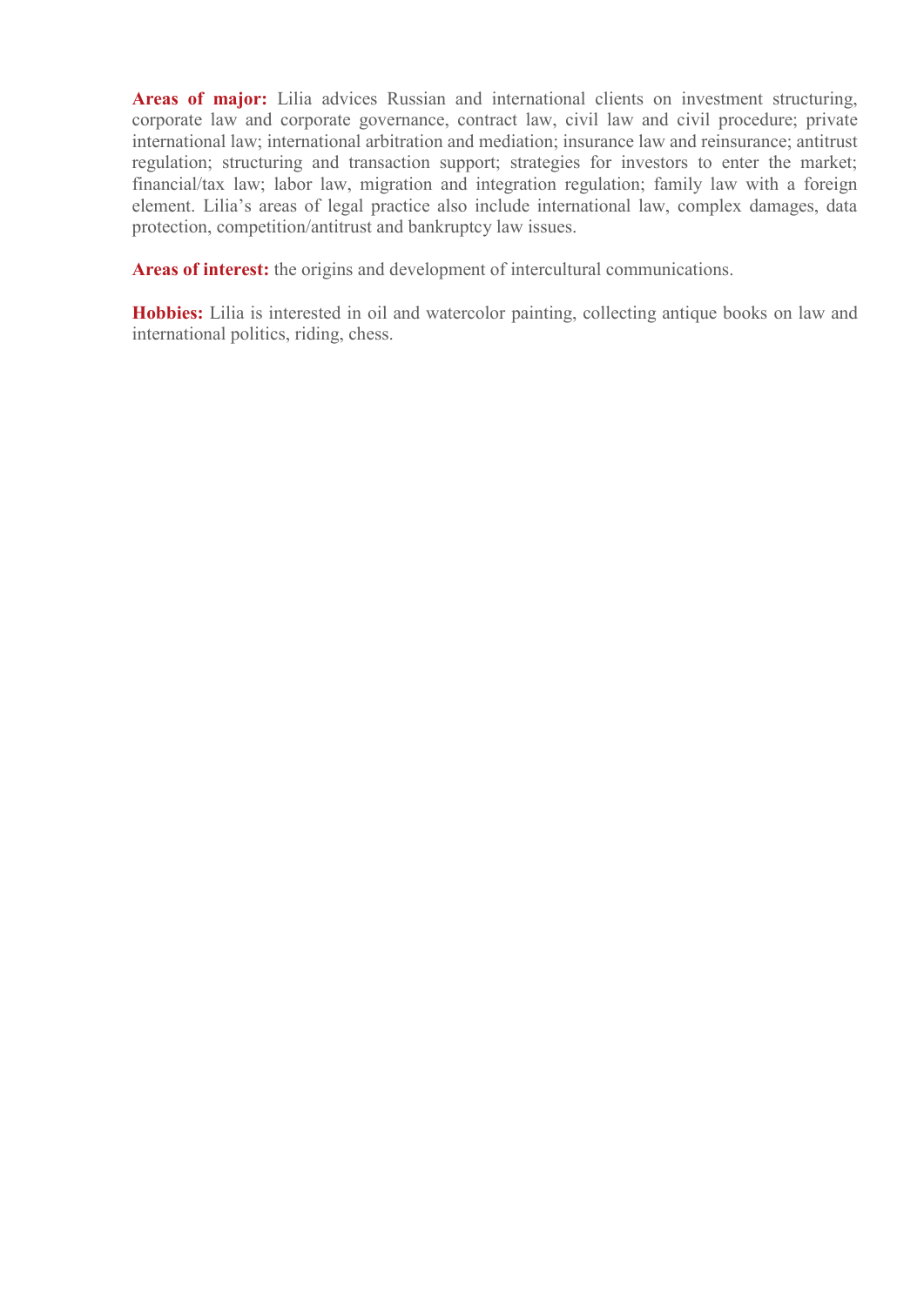**Areas of major:** Lilia advices Russian and international clients on investment structuring, corporate law and corporate governance, contract law, civil law and civil procedure; private international law; international arbitration and mediation; insurance law and reinsurance; antitrust regulation; structuring and transaction support; strategies for investors to enter the market; financial/tax law; labor law, migration and integration regulation; family law with a foreign element. Lilia's areas of legal practice also include international law, complex damages, data protection, competition/antitrust and bankruptcy law issues.

**Areas of interest:** the origins and development of intercultural communications.

**Hobbies:** Lilia is interested in oil and watercolor painting, collecting antique books on law and international politics, riding, chess.